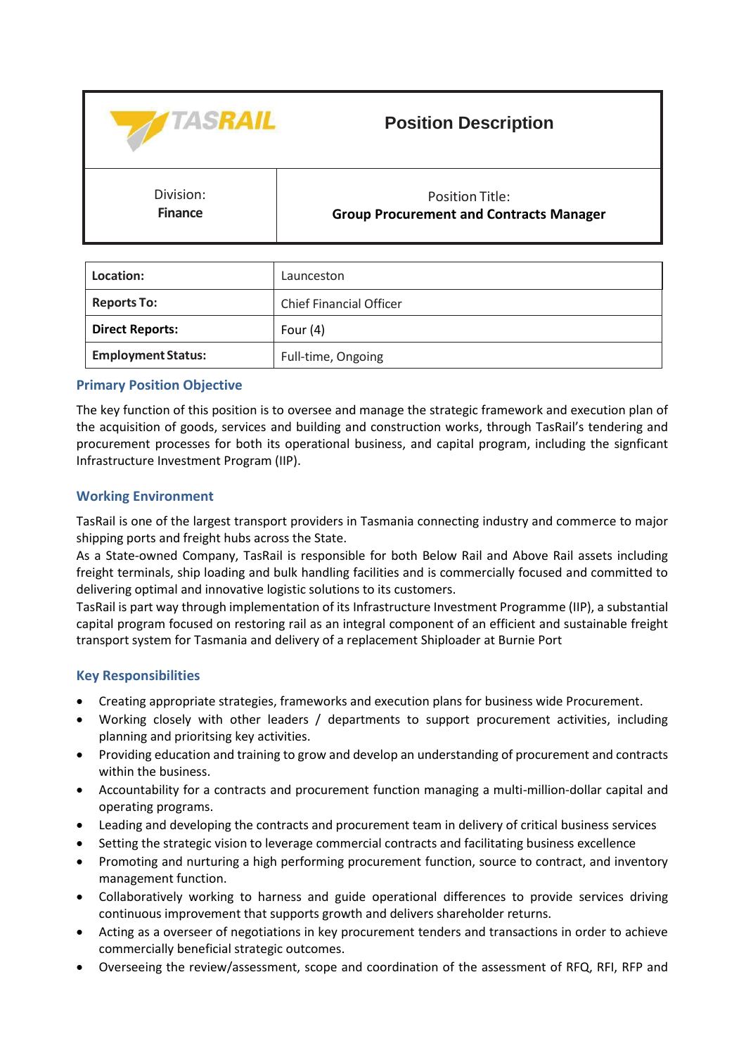| TASRAIL | Position Description |
|---|---|
| Division:<br>**Finance** | Position Title:<br>**Group Procurement and Contracts Manager** |

| **Location:** | Launceston |
|---|---|
| **Reports To:** | Chief Financial Officer |
| **Direct Reports:** | Four (4) |
| **Employment Status:** | Full-time, Ongoing |

## Primary Position Objective

The key function of this position is to oversee and manage the strategic framework and execution plan of the acquisition of goods, services and building and construction works, through TasRail's tendering and procurement processes for both its operational business, and capital program, including the signficant Infrastructure Investment Program (IIP).

## Working Environment

TasRail is one of the largest transport providers in Tasmania connecting industry and commerce to major shipping ports and freight hubs across the State.

As a State-owned Company, TasRail is responsible for both Below Rail and Above Rail assets including freight terminals, ship loading and bulk handling facilities and is commercially focused and committed to delivering optimal and innovative logistic solutions to its customers.

TasRail is part way through implementation of its Infrastructure Investment Programme (IIP), a substantial capital program focused on restoring rail as an integral component of an efficient and sustainable freight transport system for Tasmania and delivery of a replacement Shiploader at Burnie Port

## Key Responsibilities

- Creating appropriate strategies, frameworks and execution plans for business wide Procurement.
- Working closely with other leaders / departments to support procurement activities, including planning and prioritsing key activities.
- Providing education and training to grow and develop an understanding of procurement and contracts within the business.
- Accountability for a contracts and procurement function managing a multi-million-dollar capital and operating programs.
- Leading and developing the contracts and procurement team in delivery of critical business services
- Setting the strategic vision to leverage commercial contracts and facilitating business excellence
- Promoting and nurturing a high performing procurement function, source to contract, and inventory management function.
- Collaboratively working to harness and guide operational differences to provide services driving continuous improvement that supports growth and delivers shareholder returns.
- Acting as a overseer of negotiations in key procurement tenders and transactions in order to achieve commercially beneficial strategic outcomes.
- Overseeing the review/assessment, scope and coordination of the assessment of RFQ, RFI, RFP and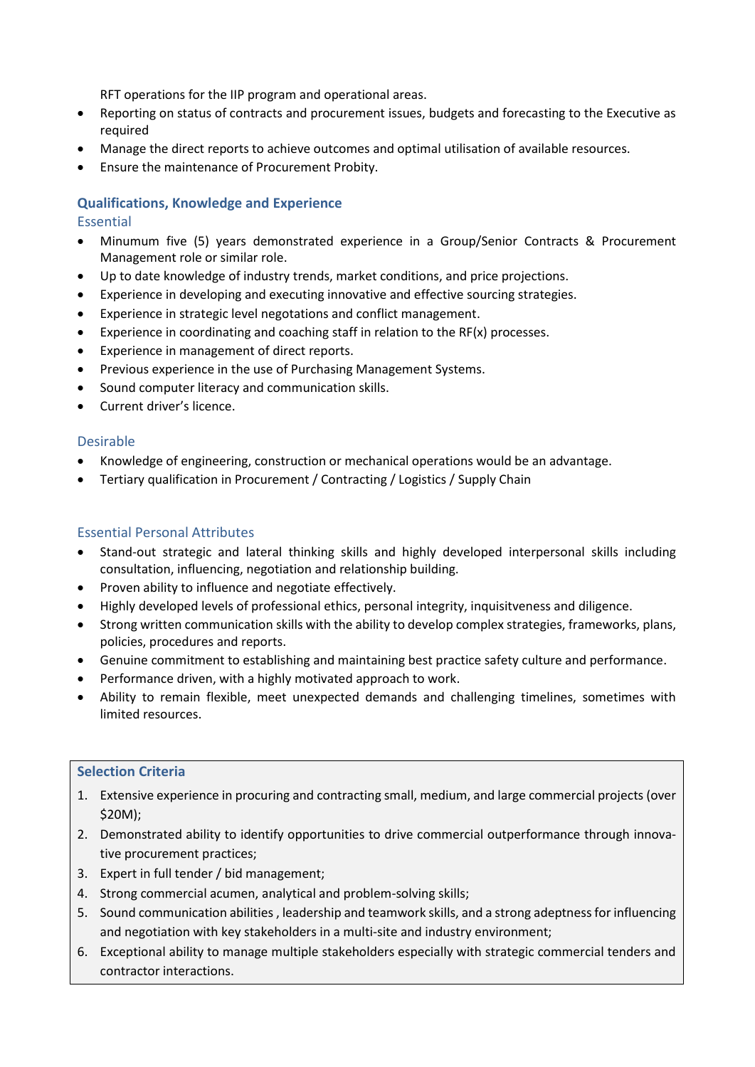RFT operations for the IIP program and operational areas.

- Reporting on status of contracts and procurement issues, budgets and forecasting to the Executive as required
- Manage the direct reports to achieve outcomes and optimal utilisation of available resources.
- Ensure the maintenance of Procurement Probity.

## Qualifications, Knowledge and Experience

### Essential

- Minumum five (5) years demonstrated experience in a Group/Senior Contracts & Procurement Management role or similar role.
- Up to date knowledge of industry trends, market conditions, and price projections.
- Experience in developing and executing innovative and effective sourcing strategies.
- Experience in strategic level negotations and conflict management.
- Experience in coordinating and coaching staff in relation to the RF(x) processes.
- Experience in management of direct reports.
- Previous experience in the use of Purchasing Management Systems.
- Sound computer literacy and communication skills.
- Current driver's licence.

### Desirable

- Knowledge of engineering, construction or mechanical operations would be an advantage.
- Tertiary qualification in Procurement / Contracting / Logistics / Supply Chain

### Essential Personal Attributes

- Stand-out strategic and lateral thinking skills and highly developed interpersonal skills including consultation, influencing, negotiation and relationship building.
- Proven ability to influence and negotiate effectively.
- Highly developed levels of professional ethics, personal integrity, inquisitveness and diligence.
- Strong written communication skills with the ability to develop complex strategies, frameworks, plans, policies, procedures and reports.
- Genuine commitment to establishing and maintaining best practice safety culture and performance.
- Performance driven, with a highly motivated approach to work.
- Ability to remain flexible, meet unexpected demands and challenging timelines, sometimes with limited resources.

## Selection Criteria

1. Extensive experience in procuring and contracting small, medium, and large commercial projects (over $20M);
2. Demonstrated ability to identify opportunities to drive commercial outperformance through innovative procurement practices;
3. Expert in full tender / bid management;
4. Strong commercial acumen, analytical and problem-solving skills;
5. Sound communication abilities , leadership and teamwork skills, and a strong adeptness for influencing and negotiation with key stakeholders in a multi-site and industry environment;
6. Exceptional ability to manage multiple stakeholders especially with strategic commercial tenders and contractor interactions.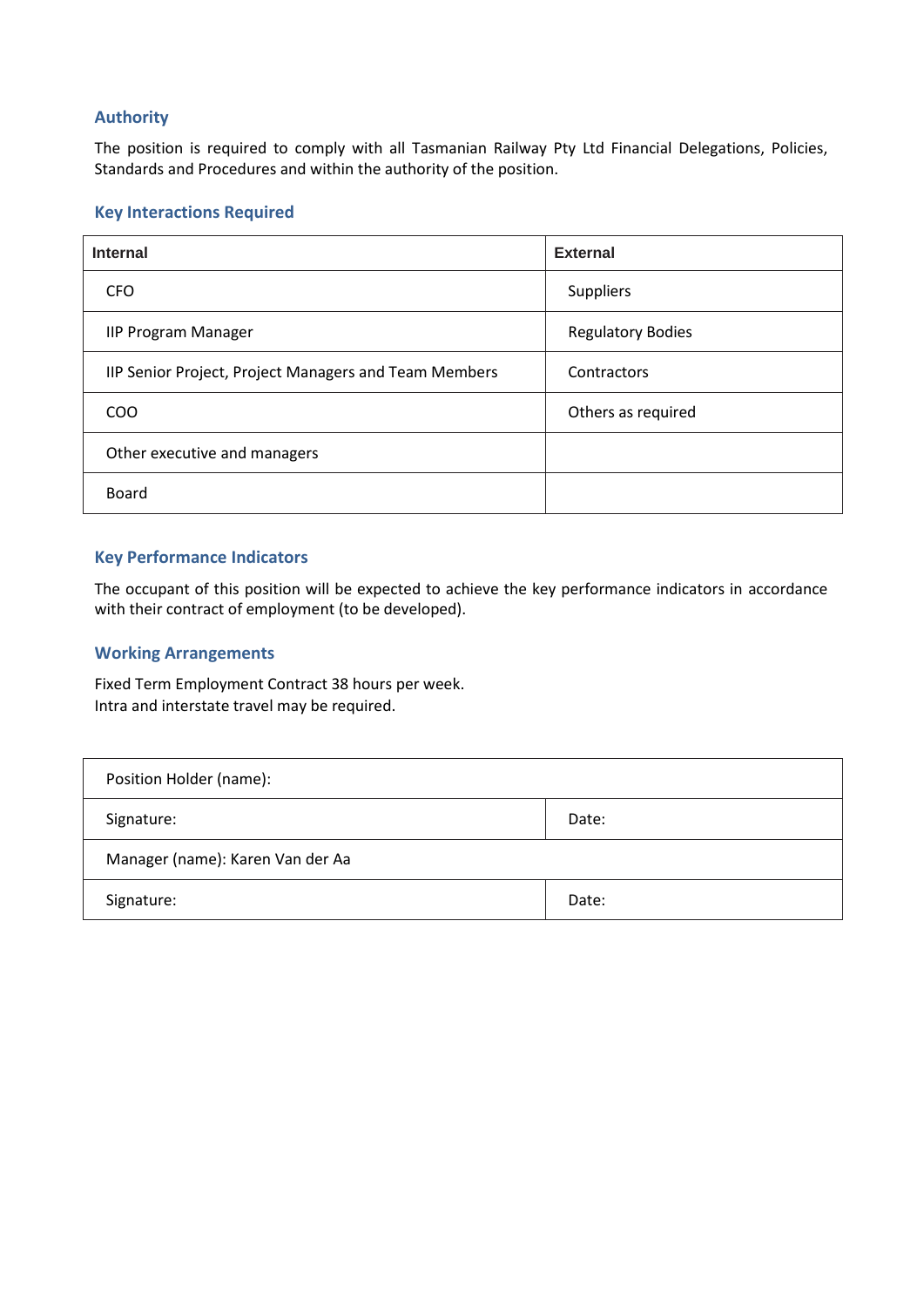## Authority

The position is required to comply with all Tasmanian Railway Pty Ltd Financial Delegations, Policies, Standards and Procedures and within the authority of the position.

## Key Interactions Required

| Internal | External |
|---|---|
| CFO | Suppliers |
| IIP Program Manager | Regulatory Bodies |
| IIP Senior Project, Project Managers and Team Members | Contractors |
| COO | Others as required |
| Other executive and managers | |
| Board | |

## Key Performance Indicators

The occupant of this position will be expected to achieve the key performance indicators in accordance with their contract of employment (to be developed).

## Working Arrangements

Fixed Term Employment Contract 38 hours per week.
Intra and interstate travel may be required.

| Position Holder (name): | |
|---|---|
| Signature: | Date: |
| Manager (name): Karen Van der Aa | |
| Signature: | Date: |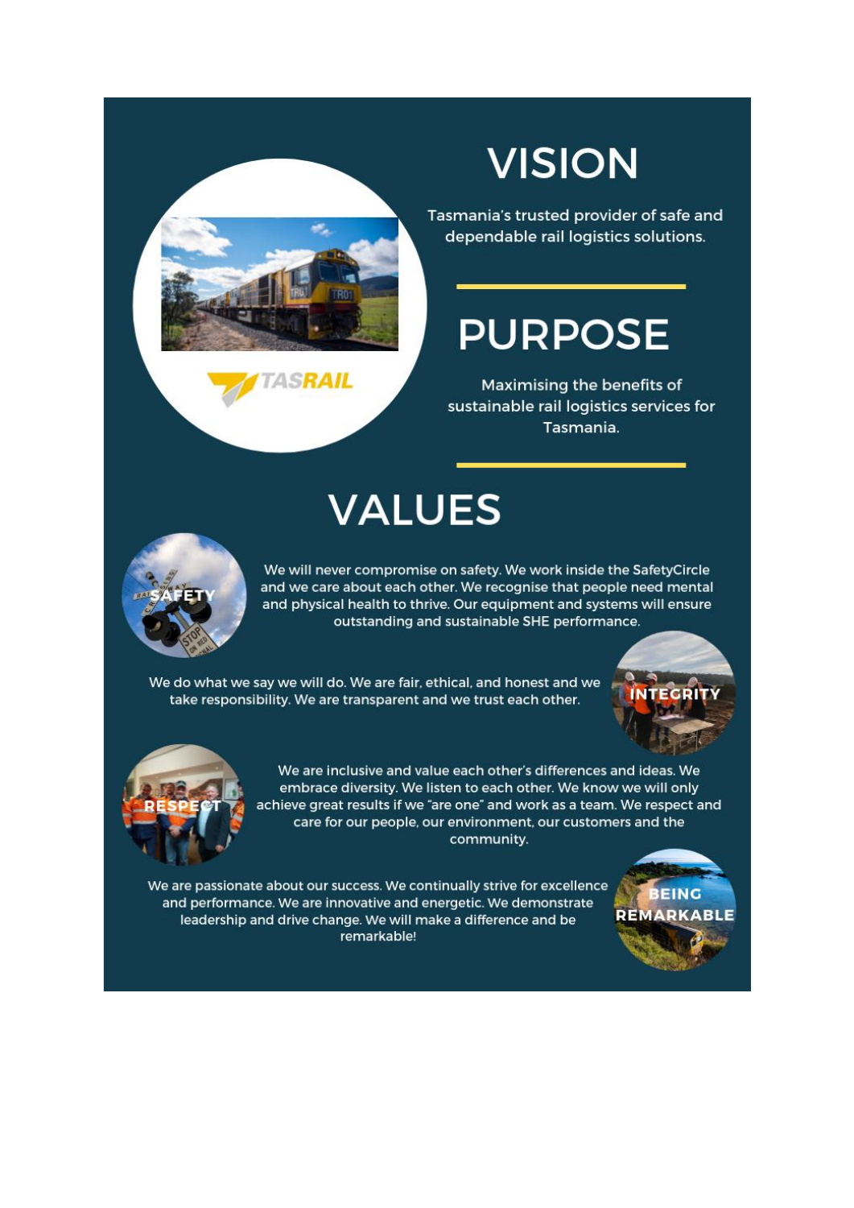# VISION

Tasmania's trusted provider of safe and dependable rail logistics solutions.

# PURPOSE

Maximising the benefits of sustainable rail logistics services for Tasmania.

# VALUES

**SAFETY**

We will never compromise on safety. We work inside the SafetyCircle and we care about each other. We recognise that people need mental and physical health to thrive. Our equipment and systems will ensure outstanding and sustainable SHE performance.

**INTEGRITY**

We do what we say we will do. We are fair, ethical, and honest and we take responsibility. We are transparent and we trust each other.

**RESPECT**

We are inclusive and value each other's differences and ideas. We embrace diversity. We listen to each other. We know we will only achieve great results if we "are one" and work as a team. We respect and care for our people, our environment, our customers and the community.

**BEING REMARKABLE**

We are passionate about our success. We continually strive for excellence and performance. We are innovative and energetic. We demonstrate leadership and drive change. We will make a difference and be remarkable!